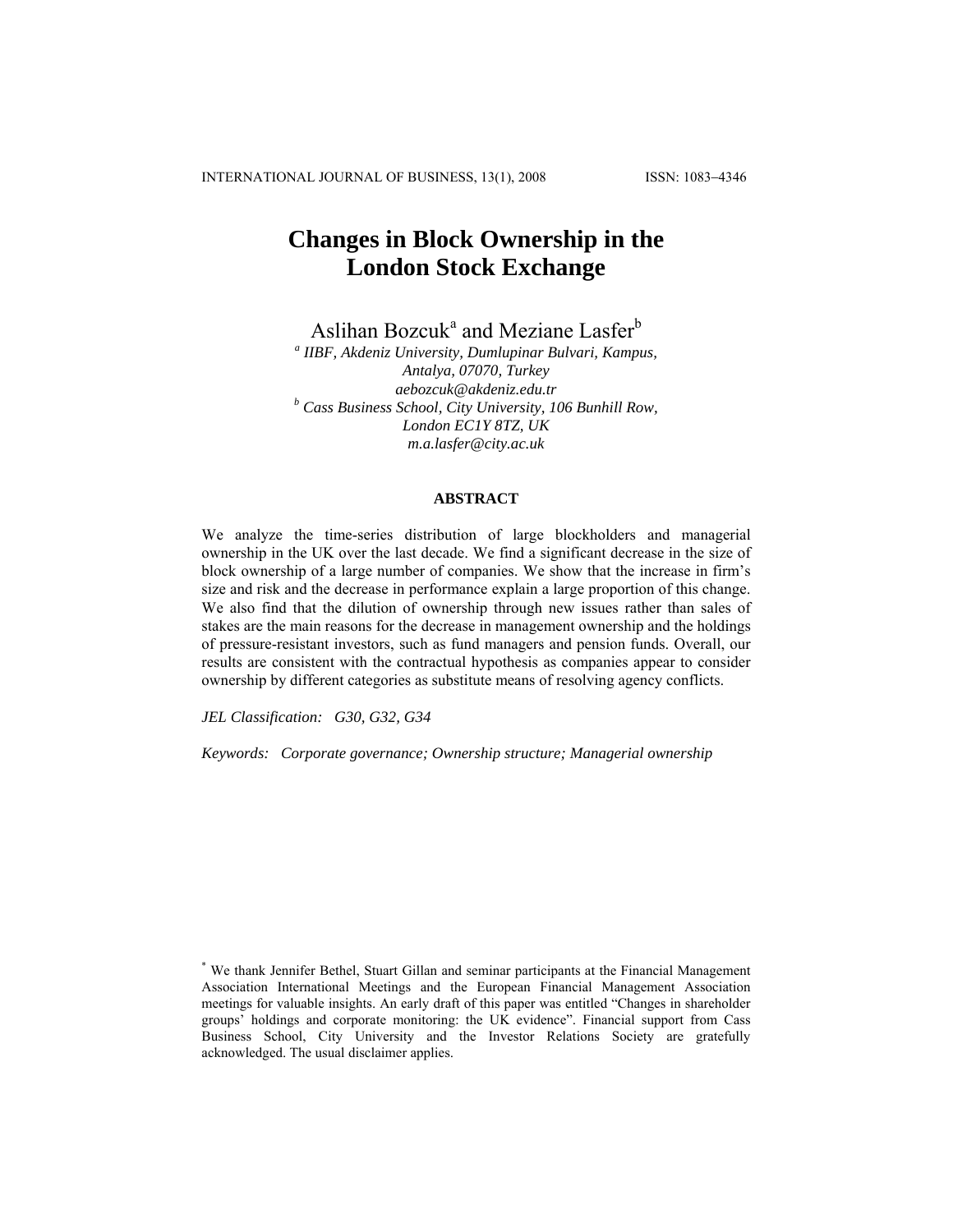# Changes in Block Ownership in the London Stock Exchange

Aslihan Bozcuk[a] and Meziane Lasfer[b]

[a] *IIBF, Akdeniz University, Dumlupinar Bulvari, Kampus, Antalya, 07070, Turkey*
*aebozcuk@akdeniz.edu.tr*

[b] *Cass Business School, City University, 106 Bunhill Row, London EC1Y 8TZ, UK*
*m.a.lasfer@city.ac.uk*

## ABSTRACT

We analyze the time-series distribution of large blockholders and managerial ownership in the UK over the last decade. We find a significant decrease in the size of block ownership of a large number of companies. We show that the increase in firm's size and risk and the decrease in performance explain a large proportion of this change. We also find that the dilution of ownership through new issues rather than sales of stakes are the main reasons for the decrease in management ownership and the holdings of pressure-resistant investors, such as fund managers and pension funds. Overall, our results are consistent with the contractual hypothesis as companies appear to consider ownership by different categories as substitute means of resolving agency conflicts.

*JEL Classification:* G30, G32, G34

*Keywords:* Corporate governance; Ownership structure; Managerial ownership

[*] We thank Jennifer Bethel, Stuart Gillan and seminar participants at the Financial Management Association International Meetings and the European Financial Management Association meetings for valuable insights. An early draft of this paper was entitled "Changes in shareholder groups' holdings and corporate monitoring: the UK evidence". Financial support from Cass Business School, City University and the Investor Relations Society are gratefully acknowledged. The usual disclaimer applies.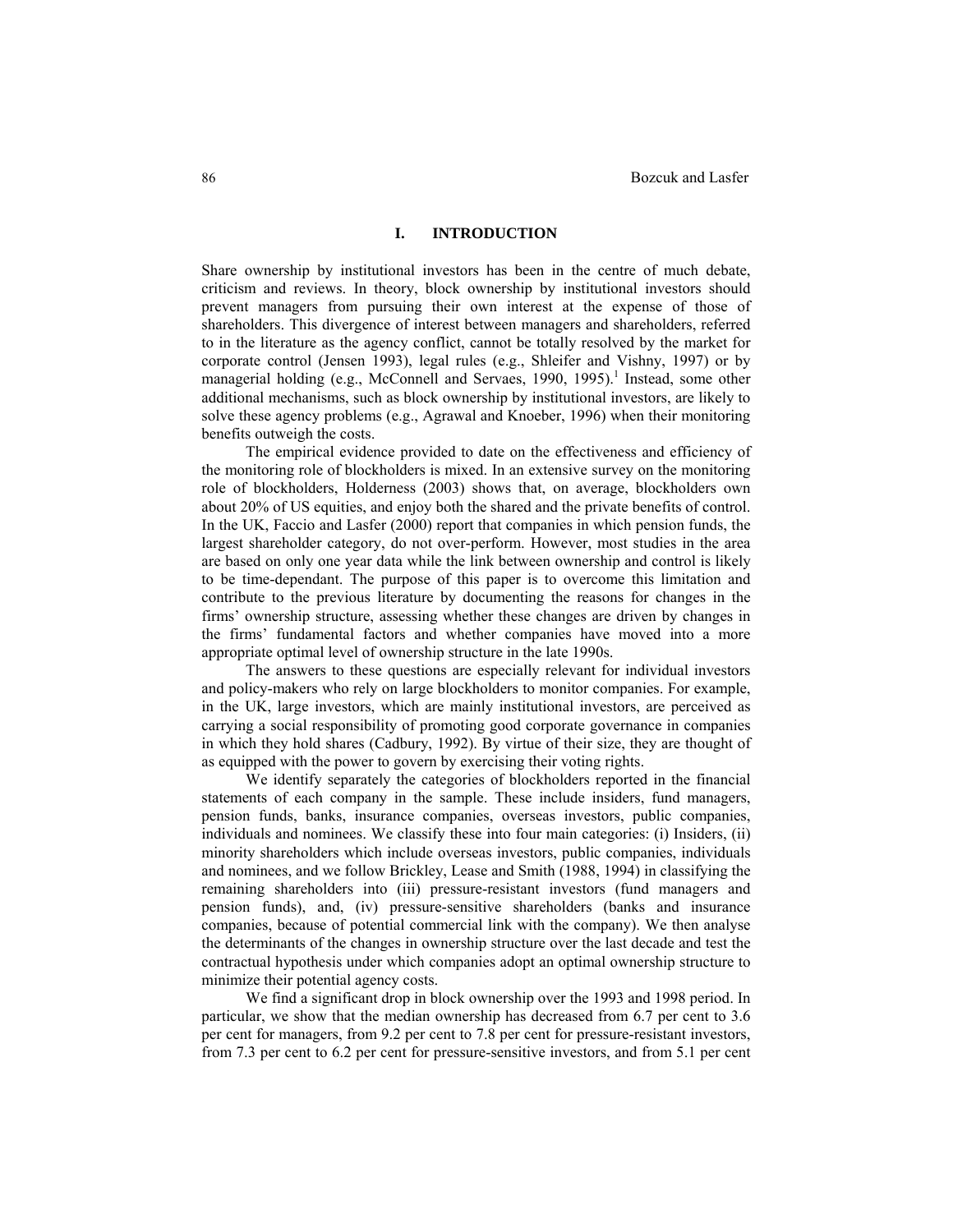## I. INTRODUCTION

Share ownership by institutional investors has been in the centre of much debate, criticism and reviews. In theory, block ownership by institutional investors should prevent managers from pursuing their own interest at the expense of those of shareholders. This divergence of interest between managers and shareholders, referred to in the literature as the agency conflict, cannot be totally resolved by the market for corporate control (Jensen 1993), legal rules (e.g., Shleifer and Vishny, 1997) or by managerial holding (e.g., McConnell and Servaes, 1990, 1995).[1] Instead, some other additional mechanisms, such as block ownership by institutional investors, are likely to solve these agency problems (e.g., Agrawal and Knoeber, 1996) when their monitoring benefits outweigh the costs.

The empirical evidence provided to date on the effectiveness and efficiency of the monitoring role of blockholders is mixed. In an extensive survey on the monitoring role of blockholders, Holderness (2003) shows that, on average, blockholders own about 20% of US equities, and enjoy both the shared and the private benefits of control. In the UK, Faccio and Lasfer (2000) report that companies in which pension funds, the largest shareholder category, do not over-perform. However, most studies in the area are based on only one year data while the link between ownership and control is likely to be time-dependant. The purpose of this paper is to overcome this limitation and contribute to the previous literature by documenting the reasons for changes in the firms' ownership structure, assessing whether these changes are driven by changes in the firms' fundamental factors and whether companies have moved into a more appropriate optimal level of ownership structure in the late 1990s.

The answers to these questions are especially relevant for individual investors and policy-makers who rely on large blockholders to monitor companies. For example, in the UK, large investors, which are mainly institutional investors, are perceived as carrying a social responsibility of promoting good corporate governance in companies in which they hold shares (Cadbury, 1992). By virtue of their size, they are thought of as equipped with the power to govern by exercising their voting rights.

We identify separately the categories of blockholders reported in the financial statements of each company in the sample. These include insiders, fund managers, pension funds, banks, insurance companies, overseas investors, public companies, individuals and nominees. We classify these into four main categories: (i) Insiders, (ii) minority shareholders which include overseas investors, public companies, individuals and nominees, and we follow Brickley, Lease and Smith (1988, 1994) in classifying the remaining shareholders into (iii) pressure-resistant investors (fund managers and pension funds), and, (iv) pressure-sensitive shareholders (banks and insurance companies, because of potential commercial link with the company). We then analyse the determinants of the changes in ownership structure over the last decade and test the contractual hypothesis under which companies adopt an optimal ownership structure to minimize their potential agency costs.

We find a significant drop in block ownership over the 1993 and 1998 period. In particular, we show that the median ownership has decreased from 6.7 per cent to 3.6 per cent for managers, from 9.2 per cent to 7.8 per cent for pressure-resistant investors, from 7.3 per cent to 6.2 per cent for pressure-sensitive investors, and from 5.1 per cent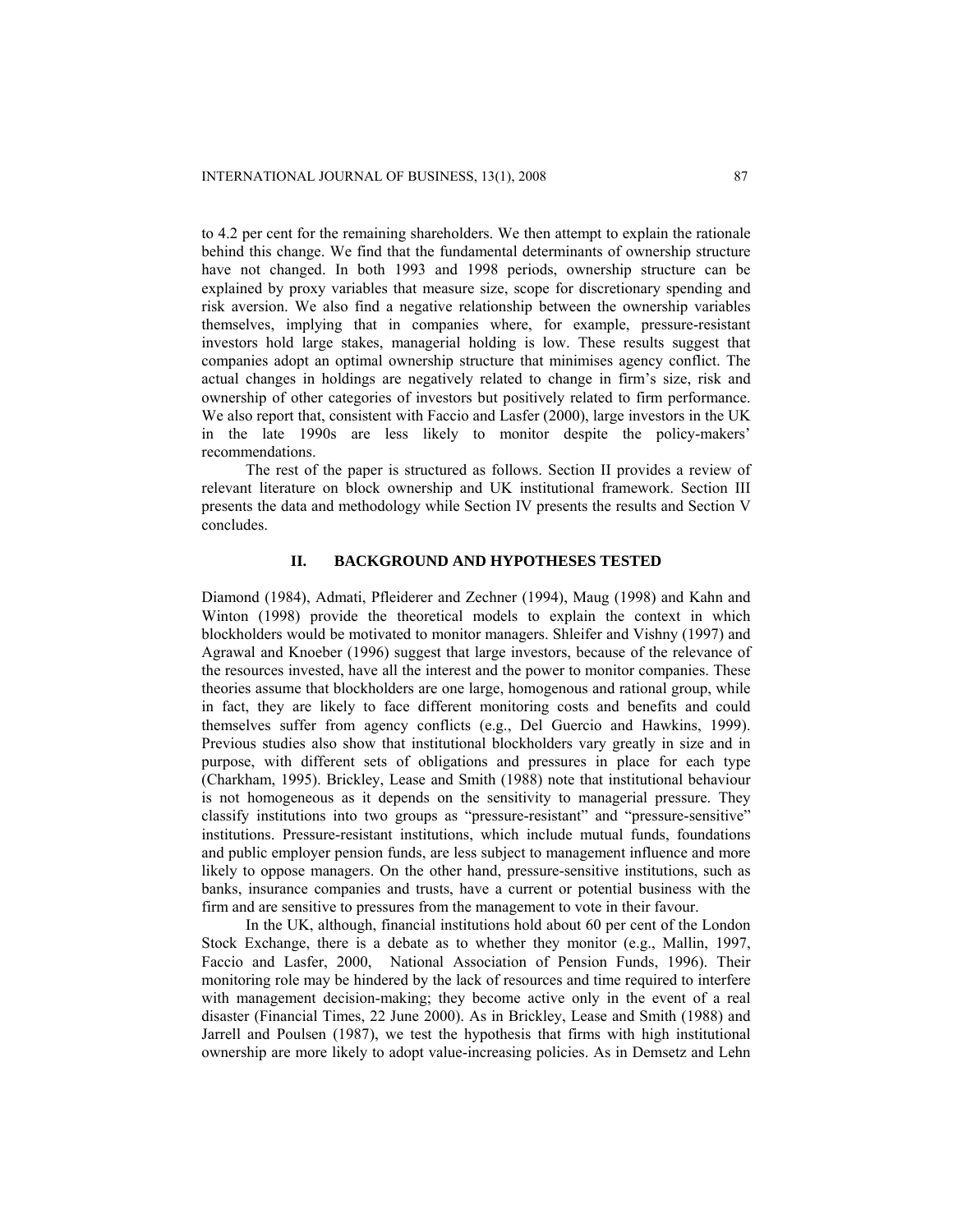to 4.2 per cent for the remaining shareholders. We then attempt to explain the rationale behind this change. We find that the fundamental determinants of ownership structure have not changed. In both 1993 and 1998 periods, ownership structure can be explained by proxy variables that measure size, scope for discretionary spending and risk aversion. We also find a negative relationship between the ownership variables themselves, implying that in companies where, for example, pressure-resistant investors hold large stakes, managerial holding is low. These results suggest that companies adopt an optimal ownership structure that minimises agency conflict. The actual changes in holdings are negatively related to change in firm's size, risk and ownership of other categories of investors but positively related to firm performance. We also report that, consistent with Faccio and Lasfer (2000), large investors in the UK in the late 1990s are less likely to monitor despite the policy-makers' recommendations.

The rest of the paper is structured as follows. Section II provides a review of relevant literature on block ownership and UK institutional framework. Section III presents the data and methodology while Section IV presents the results and Section V concludes.

## II. BACKGROUND AND HYPOTHESES TESTED

Diamond (1984), Admati, Pfleiderer and Zechner (1994), Maug (1998) and Kahn and Winton (1998) provide the theoretical models to explain the context in which blockholders would be motivated to monitor managers. Shleifer and Vishny (1997) and Agrawal and Knoeber (1996) suggest that large investors, because of the relevance of the resources invested, have all the interest and the power to monitor companies. These theories assume that blockholders are one large, homogenous and rational group, while in fact, they are likely to face different monitoring costs and benefits and could themselves suffer from agency conflicts (e.g., Del Guercio and Hawkins, 1999). Previous studies also show that institutional blockholders vary greatly in size and in purpose, with different sets of obligations and pressures in place for each type (Charkham, 1995). Brickley, Lease and Smith (1988) note that institutional behaviour is not homogeneous as it depends on the sensitivity to managerial pressure. They classify institutions into two groups as "pressure-resistant" and "pressure-sensitive" institutions. Pressure-resistant institutions, which include mutual funds, foundations and public employer pension funds, are less subject to management influence and more likely to oppose managers. On the other hand, pressure-sensitive institutions, such as banks, insurance companies and trusts, have a current or potential business with the firm and are sensitive to pressures from the management to vote in their favour.

In the UK, although, financial institutions hold about 60 per cent of the London Stock Exchange, there is a debate as to whether they monitor (e.g., Mallin, 1997, Faccio and Lasfer, 2000, National Association of Pension Funds, 1996). Their monitoring role may be hindered by the lack of resources and time required to interfere with management decision-making; they become active only in the event of a real disaster (Financial Times, 22 June 2000). As in Brickley, Lease and Smith (1988) and Jarrell and Poulsen (1987), we test the hypothesis that firms with high institutional ownership are more likely to adopt value-increasing policies. As in Demsetz and Lehn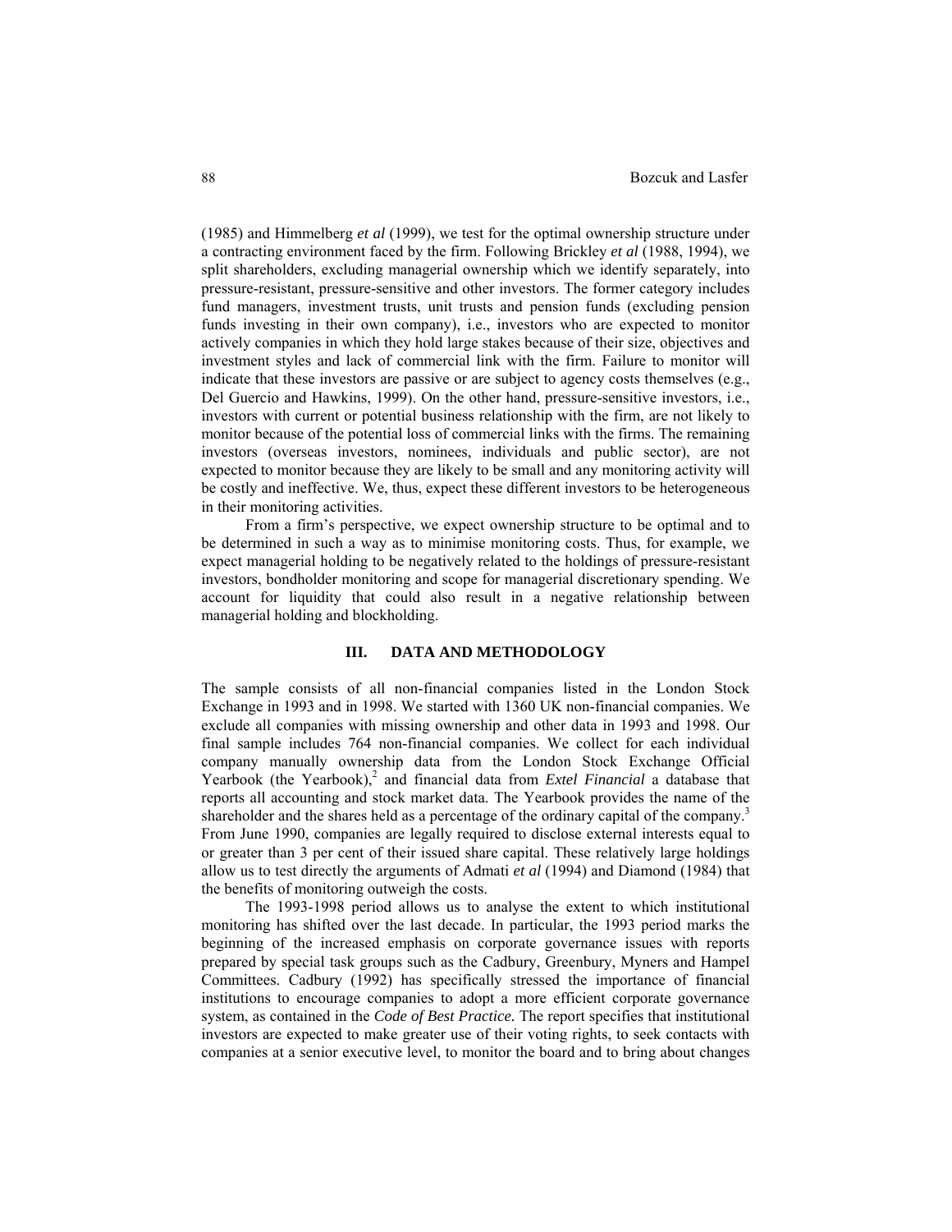(1985) and Himmelberg *et al* (1999), we test for the optimal ownership structure under a contracting environment faced by the firm. Following Brickley *et al* (1988, 1994), we split shareholders, excluding managerial ownership which we identify separately, into pressure-resistant, pressure-sensitive and other investors. The former category includes fund managers, investment trusts, unit trusts and pension funds (excluding pension funds investing in their own company), i.e., investors who are expected to monitor actively companies in which they hold large stakes because of their size, objectives and investment styles and lack of commercial link with the firm. Failure to monitor will indicate that these investors are passive or are subject to agency costs themselves (e.g., Del Guercio and Hawkins, 1999). On the other hand, pressure-sensitive investors, i.e., investors with current or potential business relationship with the firm, are not likely to monitor because of the potential loss of commercial links with the firms. The remaining investors (overseas investors, nominees, individuals and public sector), are not expected to monitor because they are likely to be small and any monitoring activity will be costly and ineffective. We, thus, expect these different investors to be heterogeneous in their monitoring activities.

From a firm's perspective, we expect ownership structure to be optimal and to be determined in such a way as to minimise monitoring costs. Thus, for example, we expect managerial holding to be negatively related to the holdings of pressure-resistant investors, bondholder monitoring and scope for managerial discretionary spending. We account for liquidity that could also result in a negative relationship between managerial holding and blockholding.

## III. DATA AND METHODOLOGY

The sample consists of all non-financial companies listed in the London Stock Exchange in 1993 and in 1998. We started with 1360 UK non-financial companies. We exclude all companies with missing ownership and other data in 1993 and 1998. Our final sample includes 764 non-financial companies. We collect for each individual company manually ownership data from the London Stock Exchange Official Yearbook (the Yearbook),[2] and financial data from *Extel Financial* a database that reports all accounting and stock market data. The Yearbook provides the name of the shareholder and the shares held as a percentage of the ordinary capital of the company.[3] From June 1990, companies are legally required to disclose external interests equal to or greater than 3 per cent of their issued share capital. These relatively large holdings allow us to test directly the arguments of Admati *et al* (1994) and Diamond (1984) that the benefits of monitoring outweigh the costs.

The 1993-1998 period allows us to analyse the extent to which institutional monitoring has shifted over the last decade. In particular, the 1993 period marks the beginning of the increased emphasis on corporate governance issues with reports prepared by special task groups such as the Cadbury, Greenbury, Myners and Hampel Committees. Cadbury (1992) has specifically stressed the importance of financial institutions to encourage companies to adopt a more efficient corporate governance system, as contained in the *Code of Best Practice.* The report specifies that institutional investors are expected to make greater use of their voting rights, to seek contacts with companies at a senior executive level, to monitor the board and to bring about changes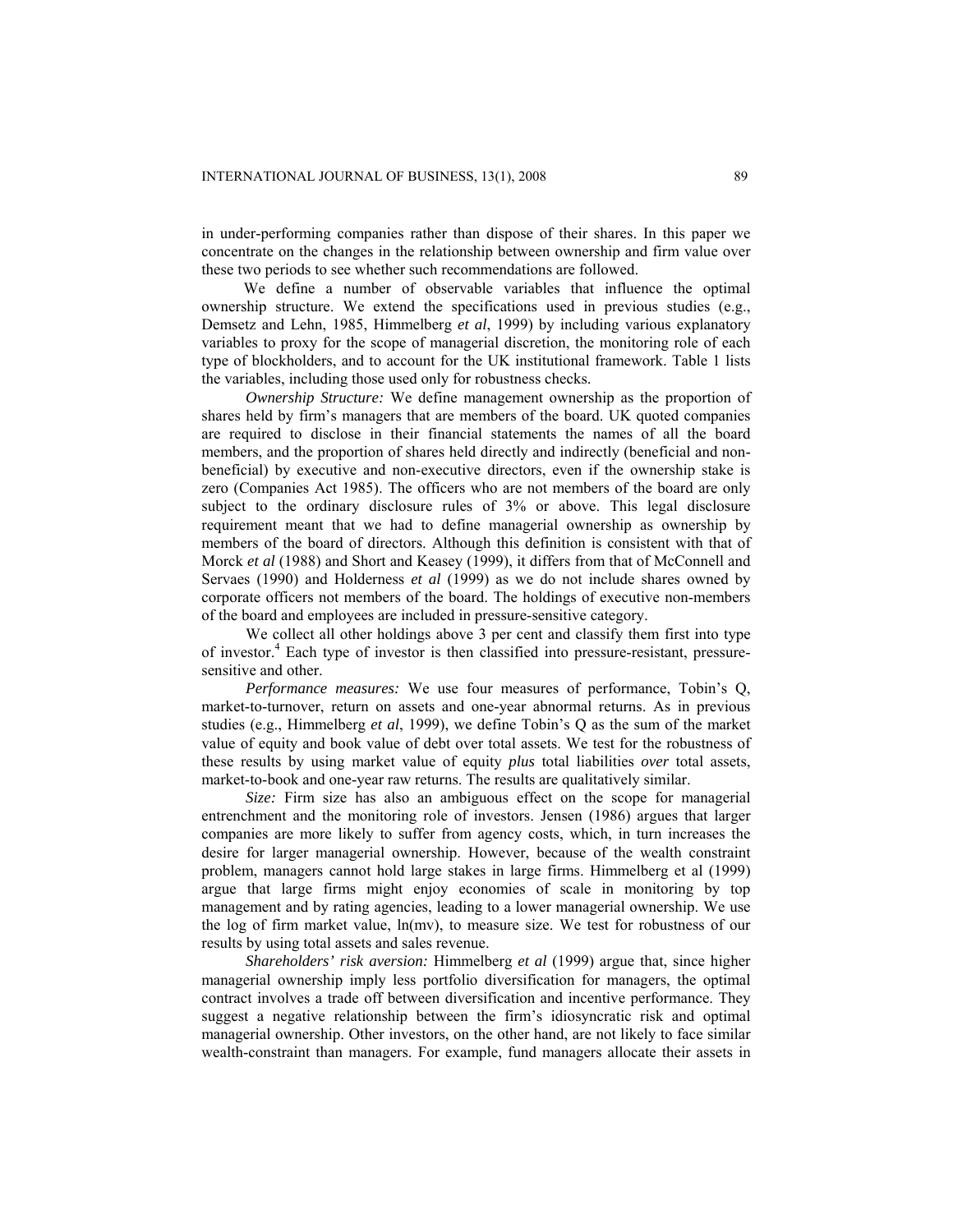in under-performing companies rather than dispose of their shares. In this paper we concentrate on the changes in the relationship between ownership and firm value over these two periods to see whether such recommendations are followed.

We define a number of observable variables that influence the optimal ownership structure. We extend the specifications used in previous studies (e.g., Demsetz and Lehn, 1985, Himmelberg *et al*, 1999) by including various explanatory variables to proxy for the scope of managerial discretion, the monitoring role of each type of blockholders, and to account for the UK institutional framework. Table 1 lists the variables, including those used only for robustness checks.

*Ownership Structure:* We define management ownership as the proportion of shares held by firm's managers that are members of the board. UK quoted companies are required to disclose in their financial statements the names of all the board members, and the proportion of shares held directly and indirectly (beneficial and non-beneficial) by executive and non-executive directors, even if the ownership stake is zero (Companies Act 1985). The officers who are not members of the board are only subject to the ordinary disclosure rules of 3% or above. This legal disclosure requirement meant that we had to define managerial ownership as ownership by members of the board of directors. Although this definition is consistent with that of Morck *et al* (1988) and Short and Keasey (1999), it differs from that of McConnell and Servaes (1990) and Holderness *et al* (1999) as we do not include shares owned by corporate officers not members of the board. The holdings of executive non-members of the board and employees are included in pressure-sensitive category.

We collect all other holdings above 3 per cent and classify them first into type of investor.[4] Each type of investor is then classified into pressure-resistant, pressure-sensitive and other.

*Performance measures:* We use four measures of performance, Tobin's Q, market-to-turnover, return on assets and one-year abnormal returns. As in previous studies (e.g., Himmelberg *et al*, 1999), we define Tobin's Q as the sum of the market value of equity and book value of debt over total assets. We test for the robustness of these results by using market value of equity *plus* total liabilities *over* total assets, market-to-book and one-year raw returns. The results are qualitatively similar.

*Size:* Firm size has also an ambiguous effect on the scope for managerial entrenchment and the monitoring role of investors. Jensen (1986) argues that larger companies are more likely to suffer from agency costs, which, in turn increases the desire for larger managerial ownership. However, because of the wealth constraint problem, managers cannot hold large stakes in large firms. Himmelberg et al (1999) argue that large firms might enjoy economies of scale in monitoring by top management and by rating agencies, leading to a lower managerial ownership. We use the log of firm market value, ln(mv), to measure size. We test for robustness of our results by using total assets and sales revenue.

*Shareholders' risk aversion:* Himmelberg *et al* (1999) argue that, since higher managerial ownership imply less portfolio diversification for managers, the optimal contract involves a trade off between diversification and incentive performance. They suggest a negative relationship between the firm's idiosyncratic risk and optimal managerial ownership. Other investors, on the other hand, are not likely to face similar wealth-constraint than managers. For example, fund managers allocate their assets in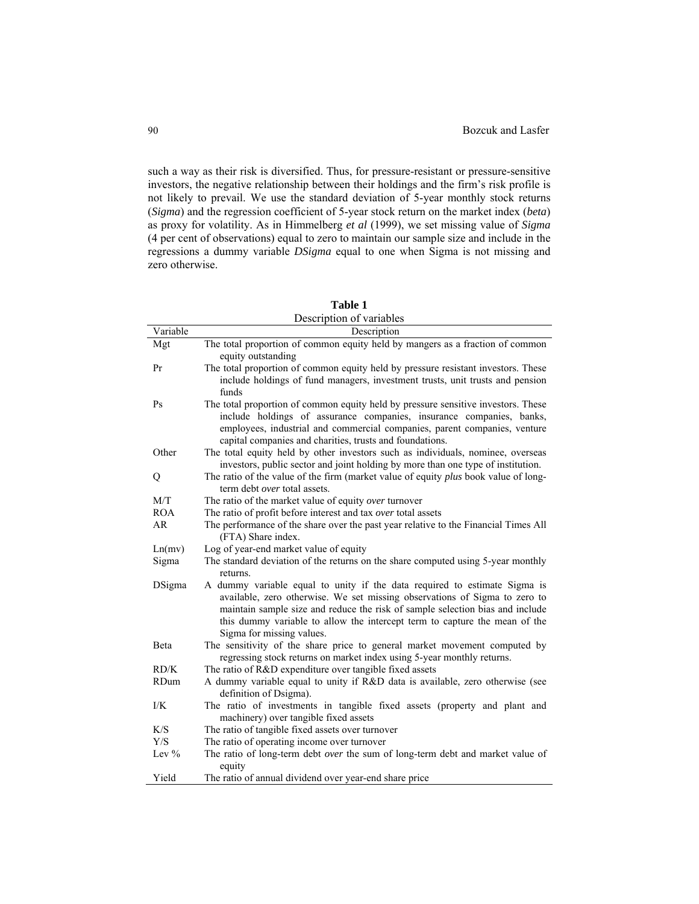such a way as their risk is diversified. Thus, for pressure-resistant or pressure-sensitive investors, the negative relationship between their holdings and the firm's risk profile is not likely to prevail. We use the standard deviation of 5-year monthly stock returns (*Sigma*) and the regression coefficient of 5-year stock return on the market index (*beta*) as proxy for volatility. As in Himmelberg *et al* (1999), we set missing value of *Sigma* (4 per cent of observations) equal to zero to maintain our sample size and include in the regressions a dummy variable *DSigma* equal to one when Sigma is not missing and zero otherwise.

**Table 1**
Description of variables

| Variable | Description |
|---|---|
| Mgt | The total proportion of common equity held by mangers as a fraction of common equity outstanding |
| Pr | The total proportion of common equity held by pressure resistant investors. These include holdings of fund managers, investment trusts, unit trusts and pension funds |
| Ps | The total proportion of common equity held by pressure sensitive investors. These include holdings of assurance companies, insurance companies, banks, employees, industrial and commercial companies, parent companies, venture capital companies and charities, trusts and foundations. |
| Other | The total equity held by other investors such as individuals, nominee, overseas investors, public sector and joint holding by more than one type of institution. |
| Q | The ratio of the value of the firm (market value of equity *plus* book value of long-term debt *over* total assets. |
| M/T | The ratio of the market value of equity *over* turnover |
| ROA | The ratio of profit before interest and tax *over* total assets |
| AR | The performance of the share over the past year relative to the Financial Times All (FTA) Share index. |
| Ln(mv) | Log of year-end market value of equity |
| Sigma | The standard deviation of the returns on the share computed using 5-year monthly returns. |
| DSigma | A dummy variable equal to unity if the data required to estimate Sigma is available, zero otherwise. We set missing observations of Sigma to zero to maintain sample size and reduce the risk of sample selection bias and include this dummy variable to allow the intercept term to capture the mean of the Sigma for missing values. |
| Beta | The sensitivity of the share price to general market movement computed by regressing stock returns on market index using 5-year monthly returns. |
| RD/K | The ratio of R&D expenditure over tangible fixed assets |
| RDum | A dummy variable equal to unity if R&D data is available, zero otherwise (see definition of Dsigma). |
| I/K | The ratio of investments in tangible fixed assets (property and plant and machinery) over tangible fixed assets |
| K/S | The ratio of tangible fixed assets over turnover |
| Y/S | The ratio of operating income over turnover |
| Lev % | The ratio of long-term debt *over* the sum of long-term debt and market value of equity |
| Yield | The ratio of annual dividend over year-end share price |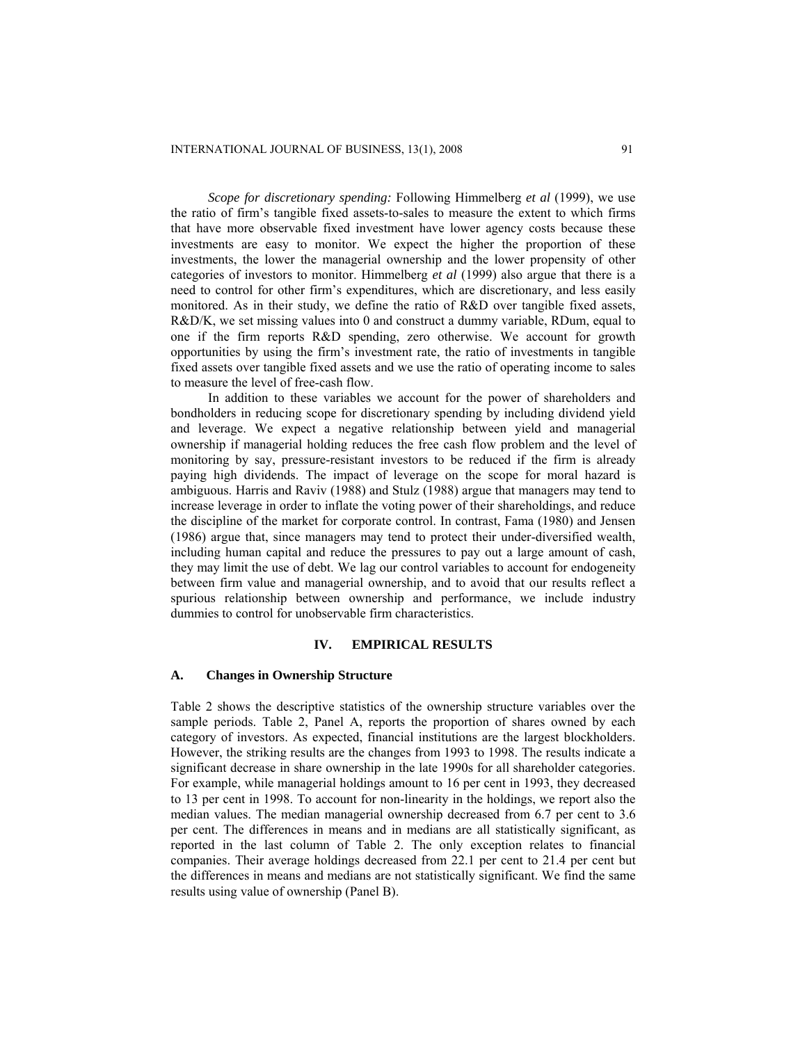*Scope for discretionary spending:* Following Himmelberg *et al* (1999), we use the ratio of firm's tangible fixed assets-to-sales to measure the extent to which firms that have more observable fixed investment have lower agency costs because these investments are easy to monitor. We expect the higher the proportion of these investments, the lower the managerial ownership and the lower propensity of other categories of investors to monitor. Himmelberg *et al* (1999) also argue that there is a need to control for other firm's expenditures, which are discretionary, and less easily monitored. As in their study, we define the ratio of R&D over tangible fixed assets, R&D/K, we set missing values into 0 and construct a dummy variable, RDum, equal to one if the firm reports R&D spending, zero otherwise. We account for growth opportunities by using the firm's investment rate, the ratio of investments in tangible fixed assets over tangible fixed assets and we use the ratio of operating income to sales to measure the level of free-cash flow.

In addition to these variables we account for the power of shareholders and bondholders in reducing scope for discretionary spending by including dividend yield and leverage. We expect a negative relationship between yield and managerial ownership if managerial holding reduces the free cash flow problem and the level of monitoring by say, pressure-resistant investors to be reduced if the firm is already paying high dividends. The impact of leverage on the scope for moral hazard is ambiguous. Harris and Raviv (1988) and Stulz (1988) argue that managers may tend to increase leverage in order to inflate the voting power of their shareholdings, and reduce the discipline of the market for corporate control. In contrast, Fama (1980) and Jensen (1986) argue that, since managers may tend to protect their under-diversified wealth, including human capital and reduce the pressures to pay out a large amount of cash, they may limit the use of debt. We lag our control variables to account for endogeneity between firm value and managerial ownership, and to avoid that our results reflect a spurious relationship between ownership and performance, we include industry dummies to control for unobservable firm characteristics.

## IV. EMPIRICAL RESULTS

### A. Changes in Ownership Structure

Table 2 shows the descriptive statistics of the ownership structure variables over the sample periods. Table 2, Panel A, reports the proportion of shares owned by each category of investors. As expected, financial institutions are the largest blockholders. However, the striking results are the changes from 1993 to 1998. The results indicate a significant decrease in share ownership in the late 1990s for all shareholder categories. For example, while managerial holdings amount to 16 per cent in 1993, they decreased to 13 per cent in 1998. To account for non-linearity in the holdings, we report also the median values. The median managerial ownership decreased from 6.7 per cent to 3.6 per cent. The differences in means and in medians are all statistically significant, as reported in the last column of Table 2. The only exception relates to financial companies. Their average holdings decreased from 22.1 per cent to 21.4 per cent but the differences in means and medians are not statistically significant. We find the same results using value of ownership (Panel B).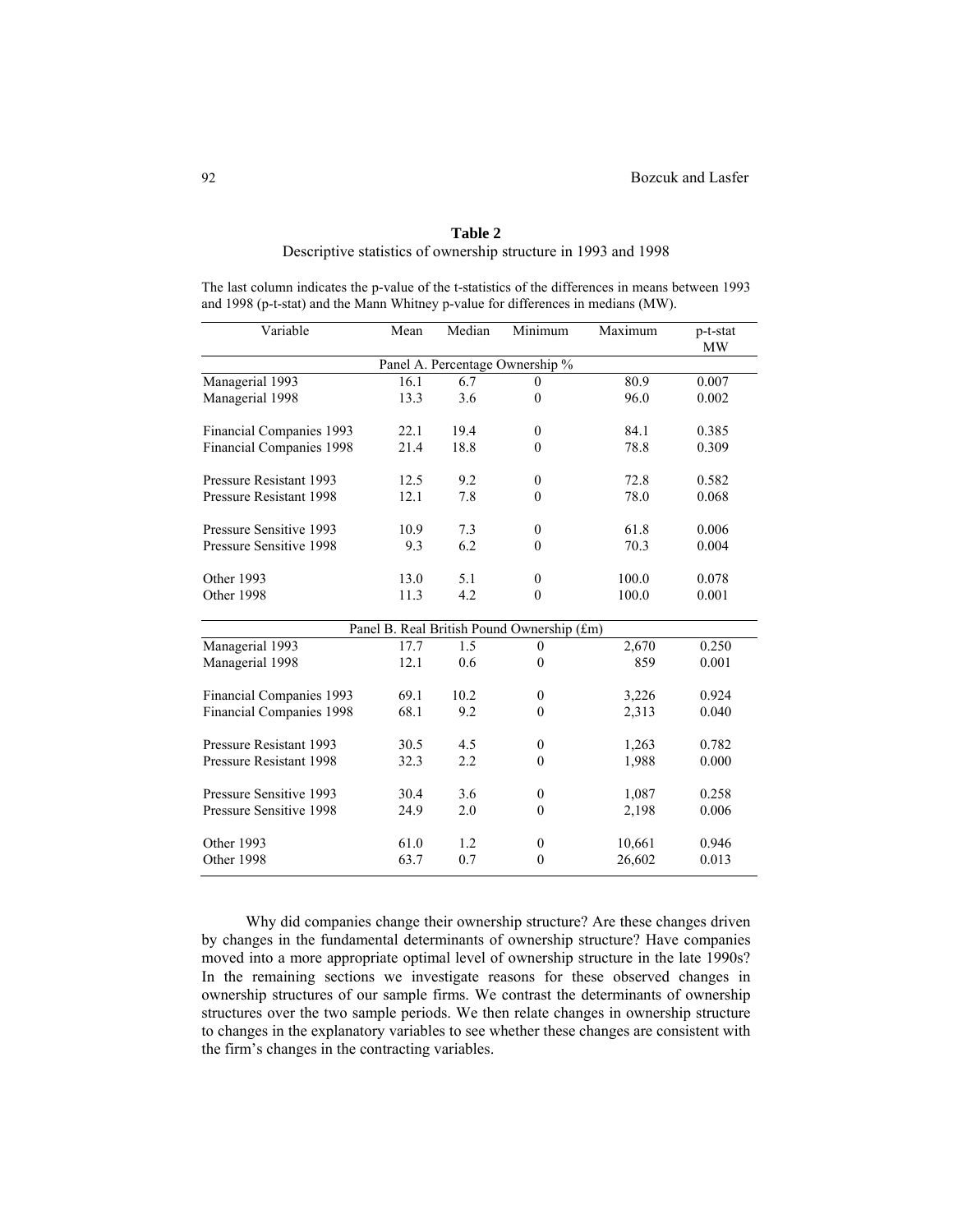**Table 2**
Descriptive statistics of ownership structure in 1993 and 1998

The last column indicates the p-value of the t-statistics of the differences in means between 1993 and 1998 (p-t-stat) and the Mann Whitney p-value for differences in medians (MW).

| Variable | Mean | Median | Minimum | Maximum | p-t-stat MW |
|---|---|---|---|---|---|
| Panel A. Percentage Ownership % | | | | | |
| Managerial 1993 | 16.1 | 6.7 | 0 | 80.9 | 0.007 |
| Managerial 1998 | 13.3 | 3.6 | 0 | 96.0 | 0.002 |
| Financial Companies 1993 | 22.1 | 19.4 | 0 | 84.1 | 0.385 |
| Financial Companies 1998 | 21.4 | 18.8 | 0 | 78.8 | 0.309 |
| Pressure Resistant 1993 | 12.5 | 9.2 | 0 | 72.8 | 0.582 |
| Pressure Resistant 1998 | 12.1 | 7.8 | 0 | 78.0 | 0.068 |
| Pressure Sensitive 1993 | 10.9 | 7.3 | 0 | 61.8 | 0.006 |
| Pressure Sensitive 1998 | 9.3 | 6.2 | 0 | 70.3 | 0.004 |
| Other 1993 | 13.0 | 5.1 | 0 | 100.0 | 0.078 |
| Other 1998 | 11.3 | 4.2 | 0 | 100.0 | 0.001 |
| Panel B. Real British Pound Ownership (£m) | | | | | |
| Managerial 1993 | 17.7 | 1.5 | 0 | 2,670 | 0.250 |
| Managerial 1998 | 12.1 | 0.6 | 0 | 859 | 0.001 |
| Financial Companies 1993 | 69.1 | 10.2 | 0 | 3,226 | 0.924 |
| Financial Companies 1998 | 68.1 | 9.2 | 0 | 2,313 | 0.040 |
| Pressure Resistant 1993 | 30.5 | 4.5 | 0 | 1,263 | 0.782 |
| Pressure Resistant 1998 | 32.3 | 2.2 | 0 | 1,988 | 0.000 |
| Pressure Sensitive 1993 | 30.4 | 3.6 | 0 | 1,087 | 0.258 |
| Pressure Sensitive 1998 | 24.9 | 2.0 | 0 | 2,198 | 0.006 |
| Other 1993 | 61.0 | 1.2 | 0 | 10,661 | 0.946 |
| Other 1998 | 63.7 | 0.7 | 0 | 26,602 | 0.013 |

Why did companies change their ownership structure? Are these changes driven by changes in the fundamental determinants of ownership structure? Have companies moved into a more appropriate optimal level of ownership structure in the late 1990s? In the remaining sections we investigate reasons for these observed changes in ownership structures of our sample firms. We contrast the determinants of ownership structures over the two sample periods. We then relate changes in ownership structure to changes in the explanatory variables to see whether these changes are consistent with the firm's changes in the contracting variables.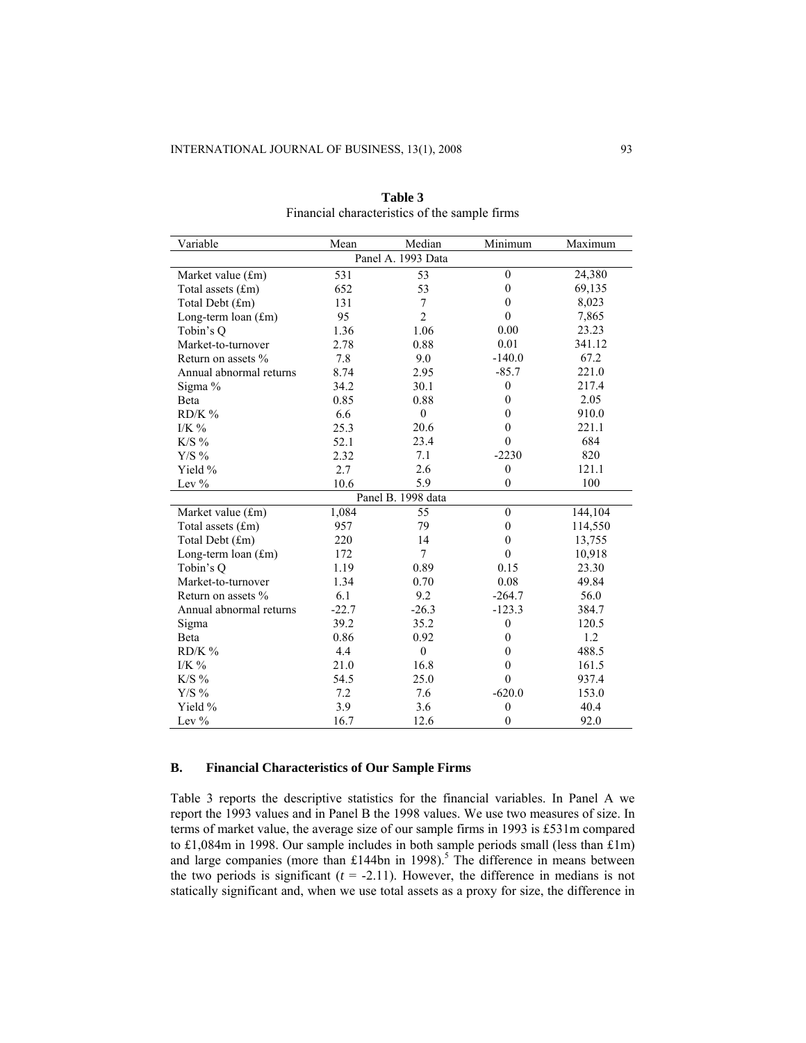**Table 3**
Financial characteristics of the sample firms

| Variable | Mean | Median | Minimum | Maximum |
|---|---|---|---|---|
| Panel A. 1993 Data | | | | |
| Market value (£m) | 531 | 53 | 0 | 24,380 |
| Total assets (£m) | 652 | 53 | 0 | 69,135 |
| Total Debt (£m) | 131 | 7 | 0 | 8,023 |
| Long-term loan (£m) | 95 | 2 | 0 | 7,865 |
| Tobin's Q | 1.36 | 1.06 | 0.00 | 23.23 |
| Market-to-turnover | 2.78 | 0.88 | 0.01 | 341.12 |
| Return on assets % | 7.8 | 9.0 | -140.0 | 67.2 |
| Annual abnormal returns | 8.74 | 2.95 | -85.7 | 221.0 |
| Sigma % | 34.2 | 30.1 | 0 | 217.4 |
| Beta | 0.85 | 0.88 | 0 | 2.05 |
| RD/K % | 6.6 | 0 | 0 | 910.0 |
| I/K % | 25.3 | 20.6 | 0 | 221.1 |
| K/S % | 52.1 | 23.4 | 0 | 684 |
| Y/S % | 2.32 | 7.1 | -2230 | 820 |
| Yield % | 2.7 | 2.6 | 0 | 121.1 |
| Lev % | 10.6 | 5.9 | 0 | 100 |
| Panel B. 1998 data | | | | |
| Market value (£m) | 1,084 | 55 | 0 | 144,104 |
| Total assets (£m) | 957 | 79 | 0 | 114,550 |
| Total Debt (£m) | 220 | 14 | 0 | 13,755 |
| Long-term loan (£m) | 172 | 7 | 0 | 10,918 |
| Tobin's Q | 1.19 | 0.89 | 0.15 | 23.30 |
| Market-to-turnover | 1.34 | 0.70 | 0.08 | 49.84 |
| Return on assets % | 6.1 | 9.2 | -264.7 | 56.0 |
| Annual abnormal returns | -22.7 | -26.3 | -123.3 | 384.7 |
| Sigma | 39.2 | 35.2 | 0 | 120.5 |
| Beta | 0.86 | 0.92 | 0 | 1.2 |
| RD/K % | 4.4 | 0 | 0 | 488.5 |
| I/K % | 21.0 | 16.8 | 0 | 161.5 |
| K/S % | 54.5 | 25.0 | 0 | 937.4 |
| Y/S % | 7.2 | 7.6 | -620.0 | 153.0 |
| Yield % | 3.9 | 3.6 | 0 | 40.4 |
| Lev % | 16.7 | 12.6 | 0 | 92.0 |

## B. Financial Characteristics of Our Sample Firms

Table 3 reports the descriptive statistics for the financial variables. In Panel A we report the 1993 values and in Panel B the 1998 values. We use two measures of size. In terms of market value, the average size of our sample firms in 1993 is £531m compared to £1,084m in 1998. Our sample includes in both sample periods small (less than £1m) and large companies (more than £144bn in 1998).[5] The difference in means between the two periods is significant ($t$ = -2.11). However, the difference in medians is not statically significant and, when we use total assets as a proxy for size, the difference in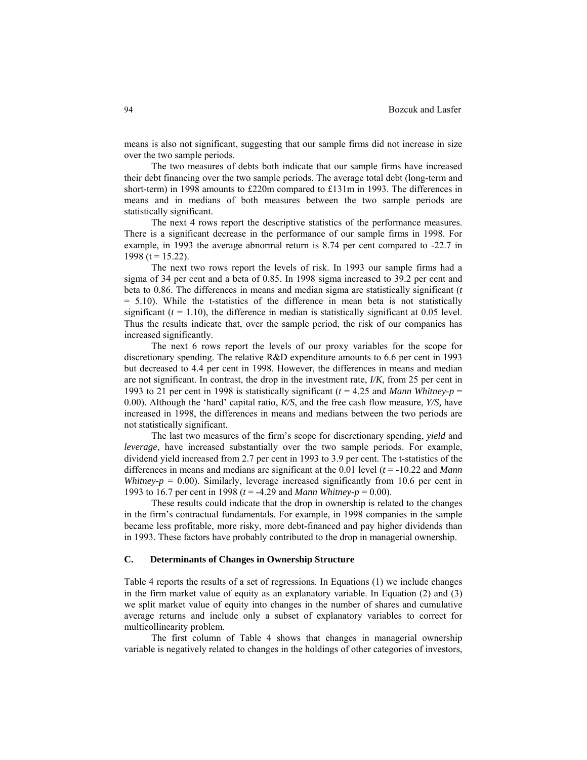means is also not significant, suggesting that our sample firms did not increase in size over the two sample periods.

The two measures of debts both indicate that our sample firms have increased their debt financing over the two sample periods. The average total debt (long-term and short-term) in 1998 amounts to £220m compared to £131m in 1993. The differences in means and in medians of both measures between the two sample periods are statistically significant.

The next 4 rows report the descriptive statistics of the performance measures. There is a significant decrease in the performance of our sample firms in 1998. For example, in 1993 the average abnormal return is 8.74 per cent compared to -22.7 in 1998 ($t = 15.22$).

The next two rows report the levels of risk. In 1993 our sample firms had a sigma of 34 per cent and a beta of 0.85. In 1998 sigma increased to 39.2 per cent and beta to 0.86. The differences in means and median sigma are statistically significant ($t = 5.10$). While the t-statistics of the difference in mean beta is not statistically significant ($t = 1.10$), the difference in median is statistically significant at 0.05 level. Thus the results indicate that, over the sample period, the risk of our companies has increased significantly.

The next 6 rows report the levels of our proxy variables for the scope for discretionary spending. The relative R&D expenditure amounts to 6.6 per cent in 1993 but decreased to 4.4 per cent in 1998. However, the differences in means and median are not significant. In contrast, the drop in the investment rate, *I/K*, from 25 per cent in 1993 to 21 per cent in 1998 is statistically significant ($t = 4.25$ and *Mann Whitney-p* = 0.00). Although the 'hard' capital ratio, *K/S*, and the free cash flow measure, *Y/S,* have increased in 1998, the differences in means and medians between the two periods are not statistically significant.

The last two measures of the firm's scope for discretionary spending, *yield* and *leverage*, have increased substantially over the two sample periods. For example, dividend yield increased from 2.7 per cent in 1993 to 3.9 per cent. The t-statistics of the differences in means and medians are significant at the 0.01 level ($t = -10.22$ and *Mann Whitney-p* = 0.00). Similarly, leverage increased significantly from 10.6 per cent in 1993 to 16.7 per cent in 1998 ($t = -4.29$ and *Mann Whitney-p* = 0.00).

These results could indicate that the drop in ownership is related to the changes in the firm's contractual fundamentals. For example, in 1998 companies in the sample became less profitable, more risky, more debt-financed and pay higher dividends than in 1993. These factors have probably contributed to the drop in managerial ownership.

### C. Determinants of Changes in Ownership Structure

Table 4 reports the results of a set of regressions. In Equations (1) we include changes in the firm market value of equity as an explanatory variable. In Equation (2) and (3) we split market value of equity into changes in the number of shares and cumulative average returns and include only a subset of explanatory variables to correct for multicollinearity problem.

The first column of Table 4 shows that changes in managerial ownership variable is negatively related to changes in the holdings of other categories of investors,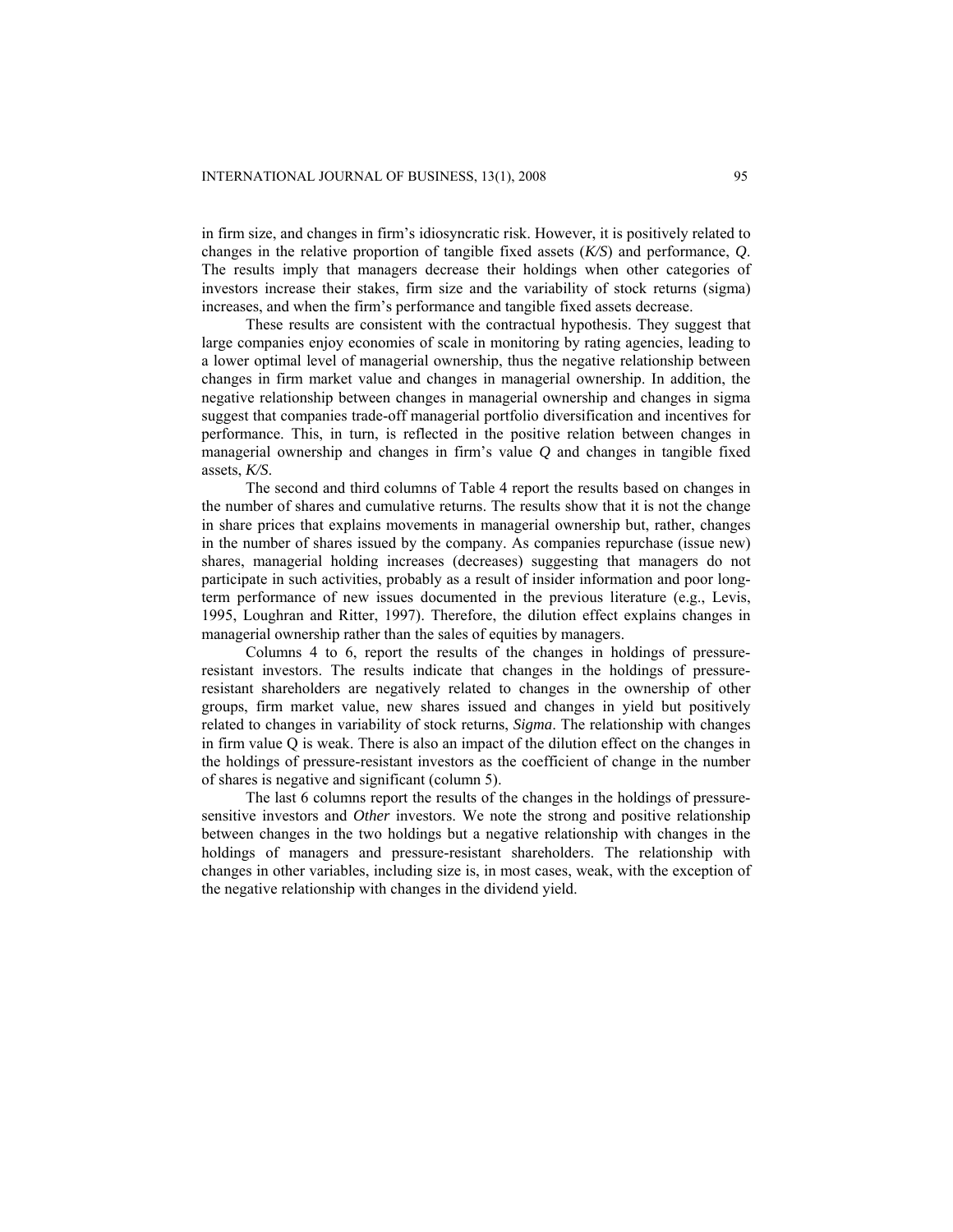in firm size, and changes in firm's idiosyncratic risk. However, it is positively related to changes in the relative proportion of tangible fixed assets (*K/S*) and performance, *Q*. The results imply that managers decrease their holdings when other categories of investors increase their stakes, firm size and the variability of stock returns (sigma) increases, and when the firm's performance and tangible fixed assets decrease.

These results are consistent with the contractual hypothesis. They suggest that large companies enjoy economies of scale in monitoring by rating agencies, leading to a lower optimal level of managerial ownership, thus the negative relationship between changes in firm market value and changes in managerial ownership. In addition, the negative relationship between changes in managerial ownership and changes in sigma suggest that companies trade-off managerial portfolio diversification and incentives for performance. This, in turn, is reflected in the positive relation between changes in managerial ownership and changes in firm's value *Q* and changes in tangible fixed assets, *K/S*.

The second and third columns of Table 4 report the results based on changes in the number of shares and cumulative returns. The results show that it is not the change in share prices that explains movements in managerial ownership but, rather, changes in the number of shares issued by the company. As companies repurchase (issue new) shares, managerial holding increases (decreases) suggesting that managers do not participate in such activities, probably as a result of insider information and poor long-term performance of new issues documented in the previous literature (e.g., Levis, 1995, Loughran and Ritter, 1997). Therefore, the dilution effect explains changes in managerial ownership rather than the sales of equities by managers.

Columns 4 to 6, report the results of the changes in holdings of pressure-resistant investors. The results indicate that changes in the holdings of pressure-resistant shareholders are negatively related to changes in the ownership of other groups, firm market value, new shares issued and changes in yield but positively related to changes in variability of stock returns, *Sigma*. The relationship with changes in firm value Q is weak. There is also an impact of the dilution effect on the changes in the holdings of pressure-resistant investors as the coefficient of change in the number of shares is negative and significant (column 5).

The last 6 columns report the results of the changes in the holdings of pressure-sensitive investors and *Other* investors. We note the strong and positive relationship between changes in the two holdings but a negative relationship with changes in the holdings of managers and pressure-resistant shareholders. The relationship with changes in other variables, including size is, in most cases, weak, with the exception of the negative relationship with changes in the dividend yield.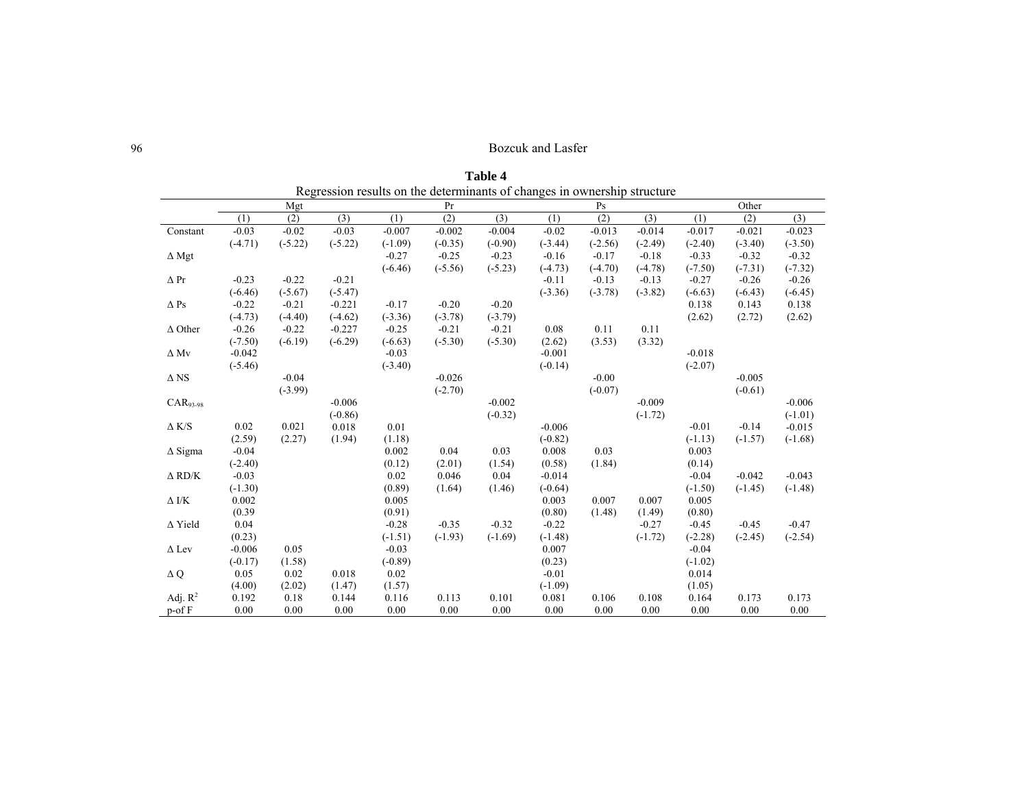**Table 4**

Regression results on the determinants of changes in ownership structure

| | Mgt | | | Pr | | | Ps | | | Other | | |
|---|---|---|---|---|---|---|---|---|---|---|---|---|
| | (1) | (2) | (3) | (1) | (2) | (3) | (1) | (2) | (3) | (1) | (2) | (3) |
| Constant | -0.03 | -0.02 | -0.03 | -0.007 | -0.002 | -0.004 | -0.02 | -0.013 | -0.014 | -0.017 | -0.021 | -0.023 |
| | (-4.71) | (-5.22) | (-5.22) | (-1.09) | (-0.35) | (-0.90) | (-3.44) | (-2.56) | (-2.49) | (-2.40) | (-3.40) | (-3.50) |
| Δ Mgt | | | | -0.27 | -0.25 | -0.23 | -0.16 | -0.17 | -0.18 | -0.33 | -0.32 | -0.32 |
| | | | | (-6.46) | (-5.56) | (-5.23) | (-4.73) | (-4.70) | (-4.78) | (-7.50) | (-7.31) | (-7.32) |
| Δ Pr | -0.23 | -0.22 | -0.21 | | | | -0.11 | -0.13 | -0.13 | -0.27 | -0.26 | -0.26 |
| | (-6.46) | (-5.67) | (-5.47) | | | | (-3.36) | (-3.78) | (-3.82) | (-6.63) | (-6.43) | (-6.45) |
| Δ Ps | -0.22 | -0.21 | -0.221 | -0.17 | -0.20 | -0.20 | | | | 0.138 | 0.143 | 0.138 |
| | (-4.73) | (-4.40) | (-4.62) | (-3.36) | (-3.78) | (-3.79) | | | | (2.62) | (2.72) | (2.62) |
| Δ Other | -0.26 | -0.22 | -0.227 | -0.25 | -0.21 | -0.21 | 0.08 | 0.11 | 0.11 | | | |
| | (-7.50) | (-6.19) | (-6.29) | (-6.63) | (-5.30) | (-5.30) | (2.62) | (3.53) | (3.32) | | | |
| Δ Mv | -0.042 | | | -0.03 | | | -0.001 | | | -0.018 | | |
| | (-5.46) | | | (-3.40) | | | (-0.14) | | | (-2.07) | | |
| Δ NS | | -0.04 | | | -0.026 | | | -0.00 | | | -0.005 | |
| | | (-3.99) | | | (-2.70) | | | (-0.07) | | | (-0.61) | |
| $CAR_{93\text{-}98}$ | | | -0.006 | | | -0.002 | | | -0.009 | | | -0.006 |
| | | | (-0.86) | | | (-0.32) | | | (-1.72) | | | (-1.01) |
| Δ K/S | 0.02 | 0.021 | 0.018 | 0.01 | | | -0.006 | | | -0.01 | -0.14 | -0.015 |
| | (2.59) | (2.27) | (1.94) | (1.18) | | | (-0.82) | | | (-1.13) | (-1.57) | (-1.68) |
| Δ Sigma | -0.04 | | | 0.002 | 0.04 | 0.03 | 0.008 | 0.03 | | 0.003 | | |
| | (-2.40) | | | (0.12) | (2.01) | (1.54) | (0.58) | (1.84) | | (0.14) | | |
| Δ RD/K | -0.03 | | | 0.02 | 0.046 | 0.04 | -0.014 | | | -0.04 | -0.042 | -0.043 |
| | (-1.30) | | | (0.89) | (1.64) | (1.46) | (-0.64) | | | (-1.50) | (-1.45) | (-1.48) |
| Δ I/K | 0.002 | | | 0.005 | | | 0.003 | 0.007 | 0.007 | 0.005 | | |
| | (0.39 | | | (0.91) | | | (0.80) | (1.48) | (1.49) | (0.80) | | |
| Δ Yield | 0.04 | | | -0.28 | -0.35 | -0.32 | -0.22 | | -0.27 | -0.45 | -0.45 | -0.47 |
| | (0.23) | | | (-1.51) | (-1.93) | (-1.69) | (-1.48) | | (-1.72) | (-2.28) | (-2.45) | (-2.54) |
| Δ Lev | -0.006 | 0.05 | | -0.03 | | | 0.007 | | | -0.04 | | |
| | (-0.17) | (1.58) | | (-0.89) | | | (0.23) | | | (-1.02) | | |
| Δ Q | 0.05 | 0.02 | 0.018 | 0.02 | | | -0.01 | | | 0.014 | | |
| | (4.00) | (2.02) | (1.47) | (1.57) | | | (-1.09) | | | (1.05) | | |
| Adj. $R^2$ | 0.192 | 0.18 | 0.144 | 0.116 | 0.113 | 0.101 | 0.081 | 0.106 | 0.108 | 0.164 | 0.173 | 0.173 |
| p-of F | 0.00 | 0.00 | 0.00 | 0.00 | 0.00 | 0.00 | 0.00 | 0.00 | 0.00 | 0.00 | 0.00 | 0.00 |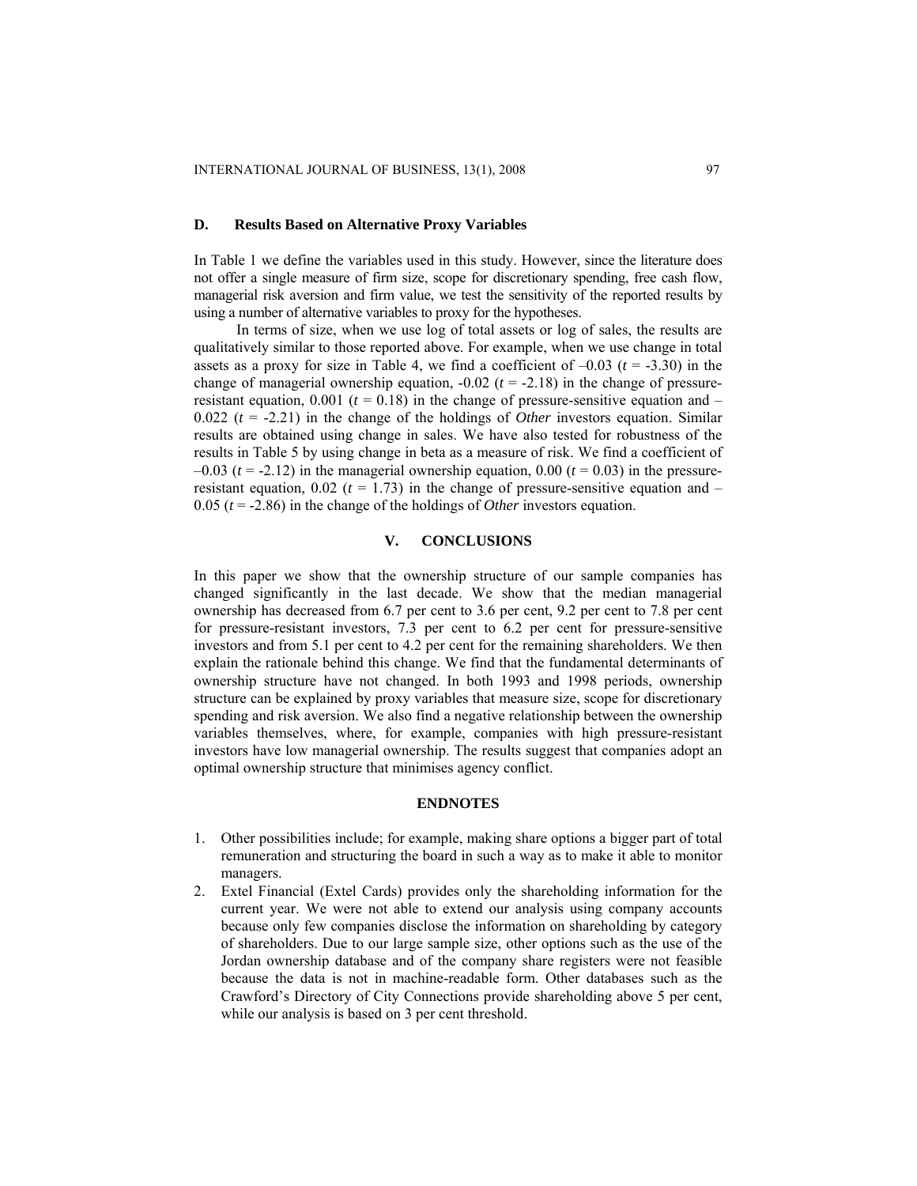## D. Results Based on Alternative Proxy Variables

In Table 1 we define the variables used in this study. However, since the literature does not offer a single measure of firm size, scope for discretionary spending, free cash flow, managerial risk aversion and firm value, we test the sensitivity of the reported results by using a number of alternative variables to proxy for the hypotheses.

In terms of size, when we use log of total assets or log of sales, the results are qualitatively similar to those reported above. For example, when we use change in total assets as a proxy for size in Table 4, we find a coefficient of –0.03 ($t$ = -3.30) in the change of managerial ownership equation, -0.02 ($t$ = -2.18) in the change of pressure-resistant equation, 0.001 ($t$ = 0.18) in the change of pressure-sensitive equation and –0.022 ($t$ = -2.21) in the change of the holdings of *Other* investors equation. Similar results are obtained using change in sales. We have also tested for robustness of the results in Table 5 by using change in beta as a measure of risk. We find a coefficient of –0.03 ($t$ = -2.12) in the managerial ownership equation, 0.00 ($t$ = 0.03) in the pressure-resistant equation, 0.02 ($t$ = 1.73) in the change of pressure-sensitive equation and –0.05 ($t$ = -2.86) in the change of the holdings of *Other* investors equation.

## V. CONCLUSIONS

In this paper we show that the ownership structure of our sample companies has changed significantly in the last decade. We show that the median managerial ownership has decreased from 6.7 per cent to 3.6 per cent, 9.2 per cent to 7.8 per cent for pressure-resistant investors, 7.3 per cent to 6.2 per cent for pressure-sensitive investors and from 5.1 per cent to 4.2 per cent for the remaining shareholders. We then explain the rationale behind this change. We find that the fundamental determinants of ownership structure have not changed. In both 1993 and 1998 periods, ownership structure can be explained by proxy variables that measure size, scope for discretionary spending and risk aversion. We also find a negative relationship between the ownership variables themselves, where, for example, companies with high pressure-resistant investors have low managerial ownership. The results suggest that companies adopt an optimal ownership structure that minimises agency conflict.

## ENDNOTES

1. Other possibilities include; for example, making share options a bigger part of total remuneration and structuring the board in such a way as to make it able to monitor managers.
2. Extel Financial (Extel Cards) provides only the shareholding information for the current year. We were not able to extend our analysis using company accounts because only few companies disclose the information on shareholding by category of shareholders. Due to our large sample size, other options such as the use of the Jordan ownership database and of the company share registers were not feasible because the data is not in machine-readable form. Other databases such as the Crawford's Directory of City Connections provide shareholding above 5 per cent, while our analysis is based on 3 per cent threshold.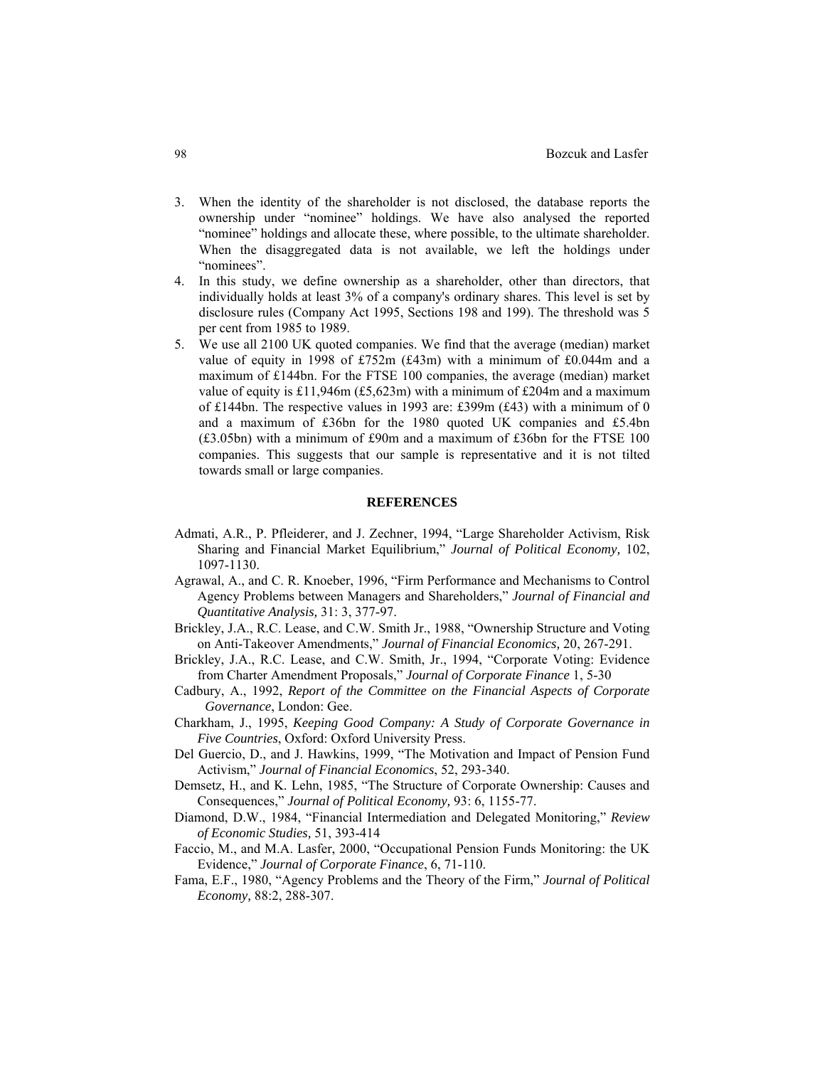3. When the identity of the shareholder is not disclosed, the database reports the ownership under "nominee" holdings. We have also analysed the reported "nominee" holdings and allocate these, where possible, to the ultimate shareholder. When the disaggregated data is not available, we left the holdings under "nominees".
4. In this study, we define ownership as a shareholder, other than directors, that individually holds at least 3% of a company's ordinary shares. This level is set by disclosure rules (Company Act 1995, Sections 198 and 199). The threshold was 5 per cent from 1985 to 1989.
5. We use all 2100 UK quoted companies. We find that the average (median) market value of equity in 1998 of £752m (£43m) with a minimum of £0.044m and a maximum of £144bn. For the FTSE 100 companies, the average (median) market value of equity is £11,946m (£5,623m) with a minimum of £204m and a maximum of £144bn. The respective values in 1993 are: £399m (£43) with a minimum of 0 and a maximum of £36bn for the 1980 quoted UK companies and £5.4bn (£3.05bn) with a minimum of £90m and a maximum of £36bn for the FTSE 100 companies. This suggests that our sample is representative and it is not tilted towards small or large companies.

## REFERENCES

Admati, A.R., P. Pfleiderer, and J. Zechner, 1994, "Large Shareholder Activism, Risk Sharing and Financial Market Equilibrium," *Journal of Political Economy,* 102, 1097-1130.

Agrawal, A., and C. R. Knoeber, 1996, "Firm Performance and Mechanisms to Control Agency Problems between Managers and Shareholders," *Journal of Financial and Quantitative Analysis,* 31: 3, 377-97.

Brickley, J.A., R.C. Lease, and C.W. Smith Jr., 1988, "Ownership Structure and Voting on Anti-Takeover Amendments," *Journal of Financial Economics,* 20, 267-291.

Brickley, J.A., R.C. Lease, and C.W. Smith, Jr., 1994, "Corporate Voting: Evidence from Charter Amendment Proposals," *Journal of Corporate Finance* 1, 5-30

Cadbury, A., 1992, *Report of the Committee on the Financial Aspects of Corporate Governance*, London: Gee.

Charkham, J., 1995, *Keeping Good Company: A Study of Corporate Governance in Five Countries*, Oxford: Oxford University Press.

Del Guercio, D., and J. Hawkins, 1999, "The Motivation and Impact of Pension Fund Activism," *Journal of Financial Economics*, 52, 293-340.

Demsetz, H., and K. Lehn, 1985, "The Structure of Corporate Ownership: Causes and Consequences," *Journal of Political Economy,* 93: 6, 1155-77.

Diamond, D.W., 1984, "Financial Intermediation and Delegated Monitoring," *Review of Economic Studies,* 51, 393-414

Faccio, M., and M.A. Lasfer, 2000, "Occupational Pension Funds Monitoring: the UK Evidence," *Journal of Corporate Finance*, 6, 71-110.

Fama, E.F., 1980, "Agency Problems and the Theory of the Firm," *Journal of Political Economy,* 88:2, 288-307.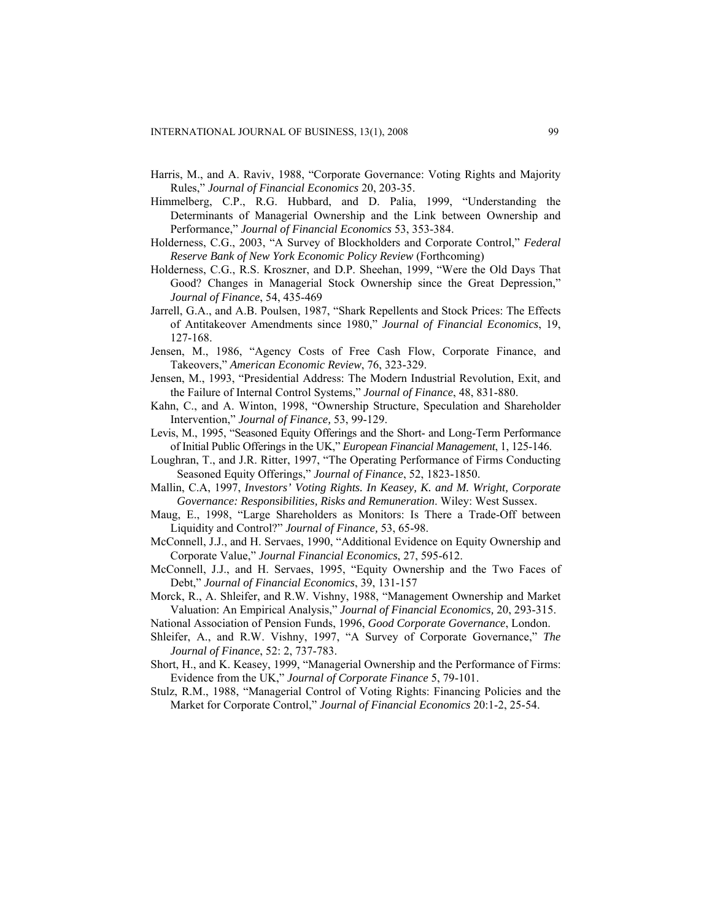Harris, M., and A. Raviv, 1988, "Corporate Governance: Voting Rights and Majority Rules," *Journal of Financial Economics* 20, 203-35.

Himmelberg, C.P., R.G. Hubbard, and D. Palia, 1999, "Understanding the Determinants of Managerial Ownership and the Link between Ownership and Performance," *Journal of Financial Economics* 53, 353-384.

Holderness, C.G., 2003, "A Survey of Blockholders and Corporate Control," *Federal Reserve Bank of New York Economic Policy Review* (Forthcoming)

Holderness, C.G., R.S. Kroszner, and D.P. Sheehan, 1999, "Were the Old Days That Good? Changes in Managerial Stock Ownership since the Great Depression," *Journal of Finance*, 54, 435-469

Jarrell, G.A., and A.B. Poulsen, 1987, "Shark Repellents and Stock Prices: The Effects of Antitakeover Amendments since 1980," *Journal of Financial Economics*, 19, 127-168.

Jensen, M., 1986, "Agency Costs of Free Cash Flow, Corporate Finance, and Takeovers," *American Economic Review*, 76, 323-329.

Jensen, M., 1993, "Presidential Address: The Modern Industrial Revolution, Exit, and the Failure of Internal Control Systems," *Journal of Finance*, 48, 831-880.

Kahn, C., and A. Winton, 1998, "Ownership Structure, Speculation and Shareholder Intervention," *Journal of Finance,* 53, 99-129.

Levis, M., 1995, "Seasoned Equity Offerings and the Short- and Long-Term Performance of Initial Public Offerings in the UK," *European Financial Management*, 1, 125-146.

Loughran, T., and J.R. Ritter, 1997, "The Operating Performance of Firms Conducting Seasoned Equity Offerings," *Journal of Finance*, 52, 1823-1850.

Mallin, C.A, 1997, *Investors' Voting Rights. In Keasey, K. and M. Wright, Corporate Governance: Responsibilities, Risks and Remuneration*. Wiley: West Sussex.

Maug, E., 1998, "Large Shareholders as Monitors: Is There a Trade-Off between Liquidity and Control?" *Journal of Finance,* 53, 65-98.

McConnell, J.J., and H. Servaes, 1990, "Additional Evidence on Equity Ownership and Corporate Value," *Journal Financial Economics*, 27, 595-612.

McConnell, J.J., and H. Servaes, 1995, "Equity Ownership and the Two Faces of Debt," *Journal of Financial Economics*, 39, 131-157

Morck, R., A. Shleifer, and R.W. Vishny, 1988, "Management Ownership and Market Valuation: An Empirical Analysis," *Journal of Financial Economics,* 20, 293-315.

National Association of Pension Funds, 1996, *Good Corporate Governance*, London.

Shleifer, A., and R.W. Vishny, 1997, "A Survey of Corporate Governance," *The Journal of Finance*, 52: 2, 737-783.

Short, H., and K. Keasey, 1999, "Managerial Ownership and the Performance of Firms: Evidence from the UK," *Journal of Corporate Finance* 5, 79-101.

Stulz, R.M., 1988, "Managerial Control of Voting Rights: Financing Policies and the Market for Corporate Control," *Journal of Financial Economics* 20:1-2, 25-54.